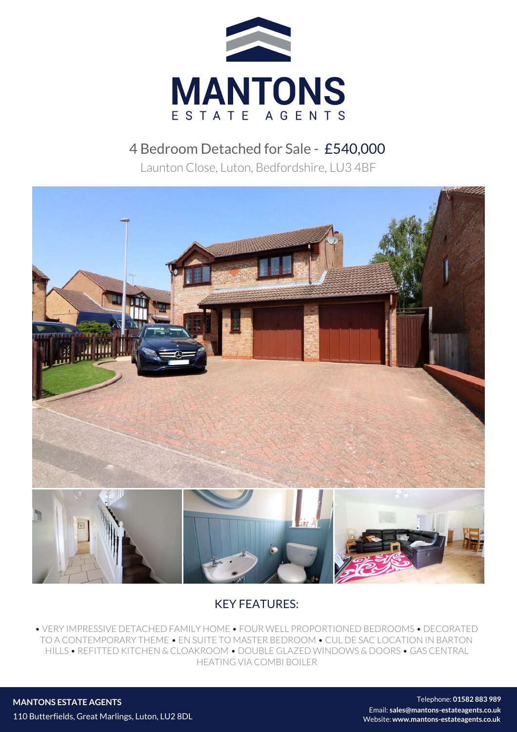# MANTONS

ESTATE AGENTS

## 4 Bedroom Detached for Sale - £540,000

Launton Close, Luton, Bedfordshire, LU3 4BF

### KEY FEATURES:

• VERY IMPRESSIVE DETACHED FAMILY HOME • FOUR WELL PROPORTIONED BEDROOMS • DECORATED TO A CONTEMPORARY THEME • EN SUITE TO MASTER BEDROOM • CUL DE SAC LOCATION IN BARTON HILLS • REFITTED KITCHEN & CLOAKROOM • DOUBLE GLAZED WINDOWS & DOORS • GAS CENTRAL HEATING VIA COMBI BOILER

**MANTONS ESTATE AGENTS**

110 Butterfields, Great Marlings, Luton, LU2 8DL

Telephone: **01582 883 989**

Email: **sales@mantons-estateagents.co.uk**

Website: **www.mantons-estateagents.co.uk**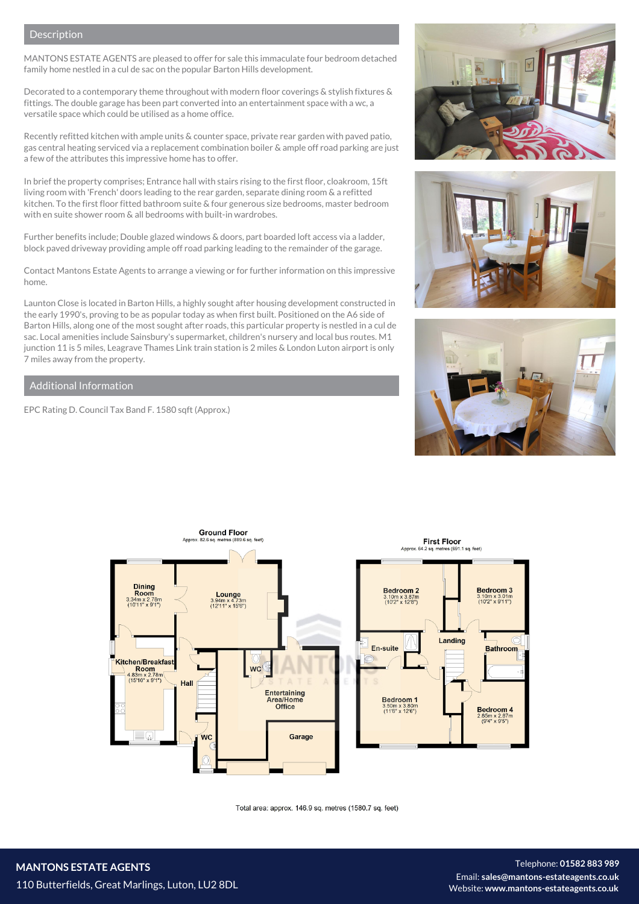## Description

MANTONS ESTATE AGENTS are pleased to offer for sale this immaculate four bedroom detached family home nestled in a cul de sac on the popular Barton Hills development.

Decorated to a contemporary theme throughout with modern floor coverings & stylish fixtures & fittings. The double garage has been part converted into an entertainment space with a wc, a versatile space which could be utilised as a home office.

Recently refitted kitchen with ample units & counter space, private rear garden with paved patio, gas central heating serviced via a replacement combination boiler & ample off road parking are just a few of the attributes this impressive home has to offer.

In brief the property comprises; Entrance hall with stairs rising to the first floor, cloakroom, 15ft living room with 'French' doors leading to the rear garden, separate dining room & a refitted kitchen. To the first floor fitted bathroom suite & four generous size bedrooms, master bedroom with en suite shower room & all bedrooms with built-in wardrobes.

Further benefits include; Double glazed windows & doors, part boarded loft access via a ladder, block paved driveway providing ample off road parking leading to the remainder of the garage.

Contact Mantons Estate Agents to arrange a viewing or for further information on this impressive home.

Launton Close is located in Barton Hills, a highly sought after housing development constructed in the early 1990's, proving to be as popular today as when first built. Positioned on the A6 side of Barton Hills, along one of the most sought after roads, this particular property is nestled in a cul de sac. Local amenities include Sainsbury's supermarket, children's nursery and local bus routes. M1 junction 11 is 5 miles, Leagrave Thames Link train station is 2 miles & London Luton airport is only 7 miles away from the property.

## Additional Information

EPC Rating D. Council Tax Band F. 1580 sqft (Approx.)

**Ground Floor**
Approx. 82.6 sq. metres (889.6 sq. feet)

Dining Room
3.34m x 2.78m
(10'11" x 9'1")

Lounge
3.94m x 4.73m
(12'11" x 15'6")

Kitchen/Breakfast Room
4.83m x 2.78m
(15'10" x 9'1")

Hall

WC

WC

Entertaining Area/Home Office

Garage

**First Floor**
Approx. 64.2 sq. metres (691.1 sq. feet)

Bedroom 2
3.10m x 3.87m
(10'2" x 12'8")

Bedroom 3
3.10m x 3.01m
(10'2" x 9'11")

En-suite

Landing

Bathroom

Bedroom 1
3.50m x 3.80m
(11'6" x 12'6")

Bedroom 4
2.85m x 2.87m
(9'4" x 9'5")

Total area: approx. 146.9 sq. metres (1580.7 sq. feet)

**MANTONS ESTATE AGENTS**
110 Butterfields, Great Marlings, Luton, LU2 8DL

Telephone: **01582 883 989**
Email: **sales@mantons-estateagents.co.uk**
Website: **www.mantons-estateagents.co.uk**